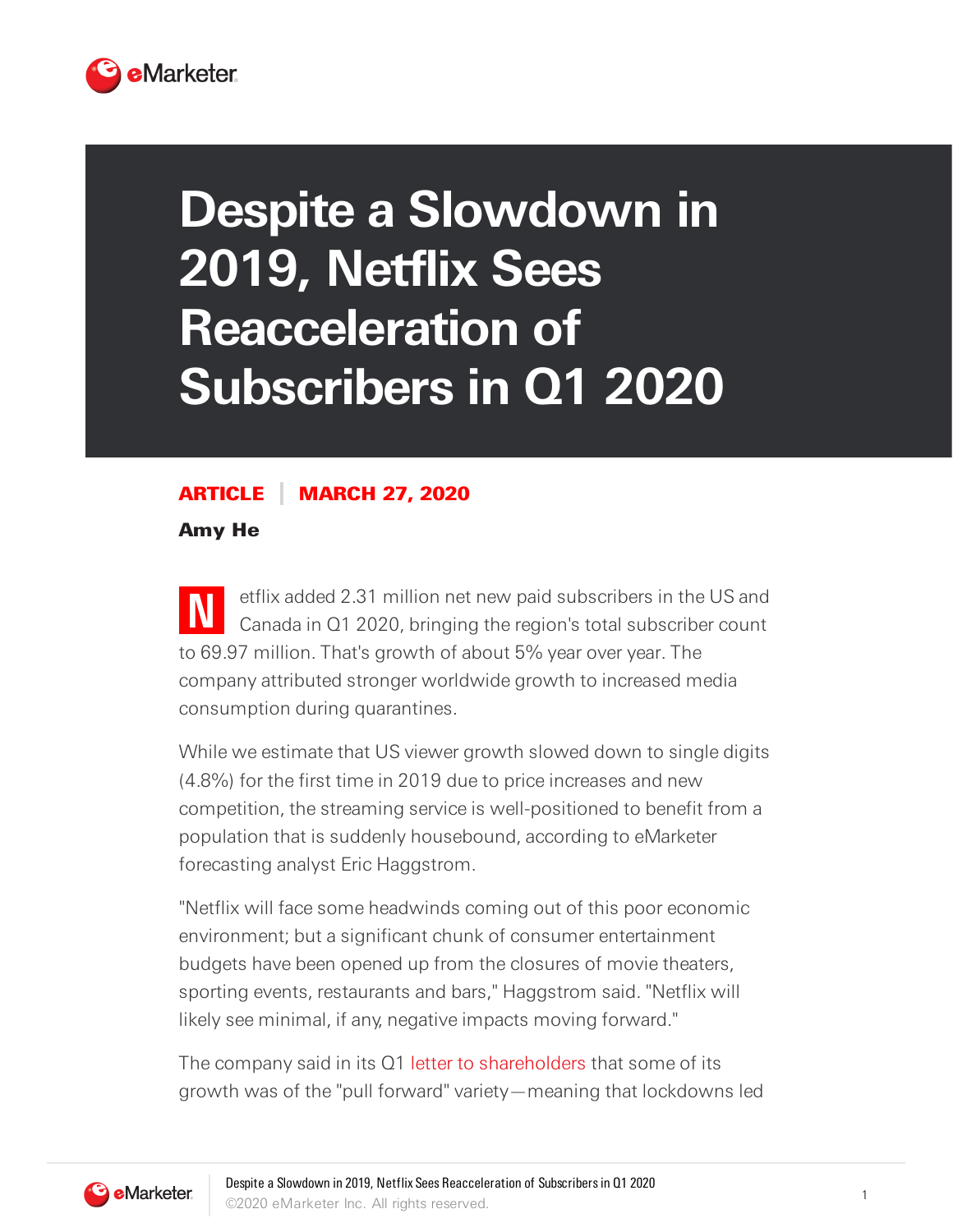# Despite a Slowdown in 2019, Netflix Sees Reacceleration of Subscribers in Q1 2020

**ARTICLE | MARCH 27, 2020**

**Amy He**

Netflix added 2.31 million net new paid subscribers in the US and Canada in Q1 2020, bringing the region's total subscriber count to 69.97 million. That's growth of about 5% year over year. The company attributed stronger worldwide growth to increased media consumption during quarantines.

While we estimate that US viewer growth slowed down to single digits (4.8%) for the first time in 2019 due to price increases and new competition, the streaming service is well-positioned to benefit from a population that is suddenly housebound, according to eMarketer forecasting analyst Eric Haggstrom.

"Netflix will face some headwinds coming out of this poor economic environment; but a significant chunk of consumer entertainment budgets have been opened up from the closures of movie theaters, sporting events, restaurants and bars," Haggstrom said. "Netflix will likely see minimal, if any, negative impacts moving forward."

The company said in its Q1 letter to shareholders that some of its growth was of the "pull forward" variety—meaning that lockdowns led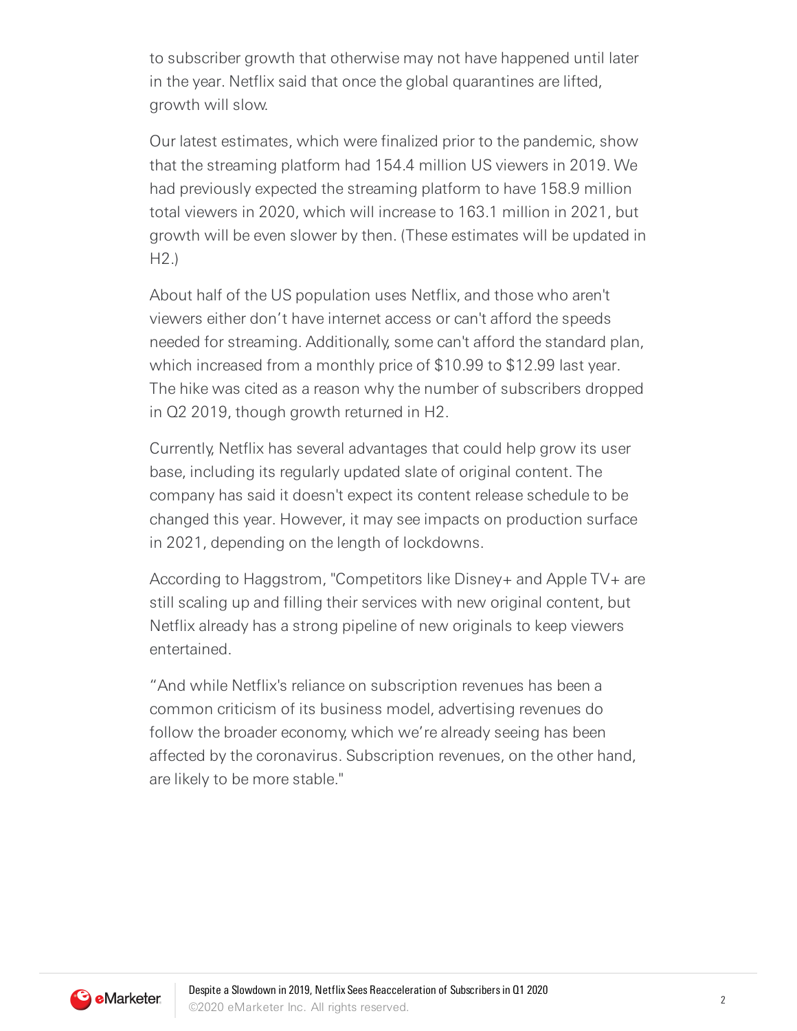to subscriber growth that otherwise may not have happened until later in the year. Netflix said that once the global quarantines are lifted, growth will slow.

Our latest estimates, which were finalized prior to the pandemic, show that the streaming platform had 154.4 million US viewers in 2019. We had previously expected the streaming platform to have 158.9 million total viewers in 2020, which will increase to 163.1 million in 2021, but growth will be even slower by then. (These estimates will be updated in H2.)

About half of the US population uses Netflix, and those who aren't viewers either don't have internet access or can't afford the speeds needed for streaming. Additionally, some can't afford the standard plan, which increased from a monthly price of $10.99 to $12.99 last year. The hike was cited as a reason why the number of subscribers dropped in Q2 2019, though growth returned in H2.

Currently, Netflix has several advantages that could help grow its user base, including its regularly updated slate of original content. The company has said it doesn't expect its content release schedule to be changed this year. However, it may see impacts on production surface in 2021, depending on the length of lockdowns.

According to Haggstrom, "Competitors like Disney+ and Apple TV+ are still scaling up and filling their services with new original content, but Netflix already has a strong pipeline of new originals to keep viewers entertained.

"And while Netflix's reliance on subscription revenues has been a common criticism of its business model, advertising revenues do follow the broader economy, which we're already seeing has been affected by the coronavirus. Subscription revenues, on the other hand, are likely to be more stable."